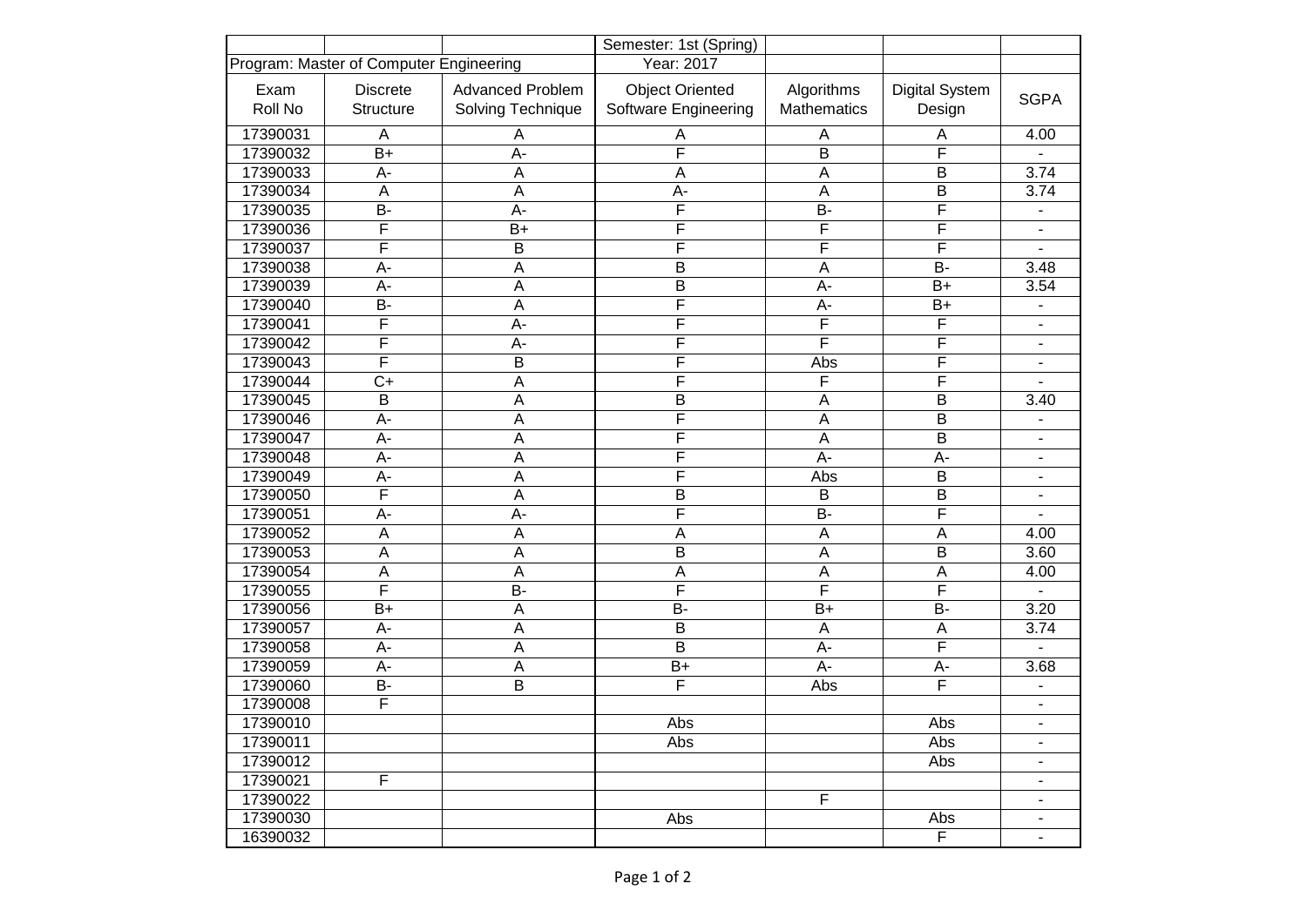| | | | Semester: 1st (Spring) | | | |
|---|---|---|---|---|---|---|
| Program: Master of Computer Engineering | | | Year: 2017 | | | |
| Exam Roll No | Discrete Structure | Advanced Problem Solving Technique | Object Oriented Software Engineering | Algorithms Mathematics | Digital System Design | SGPA |
| 17390031 | A | A | A | A | A | 4.00 |
| 17390032 | B+ | A- | F | B | F | - |
| 17390033 | A- | A | A | A | B | 3.74 |
| 17390034 | A | A | A- | A | B | 3.74 |
| 17390035 | B- | A- | F | B- | F | - |
| 17390036 | F | B+ | F | F | F | - |
| 17390037 | F | B | F | F | F | - |
| 17390038 | A- | A | B | A | B- | 3.48 |
| 17390039 | A- | A | B | A- | B+ | 3.54 |
| 17390040 | B- | A | F | A- | B+ | - |
| 17390041 | F | A- | F | F | F | - |
| 17390042 | F | A- | F | F | F | - |
| 17390043 | F | B | F | Abs | F | - |
| 17390044 | C+ | A | F | F | F | - |
| 17390045 | B | A | B | A | B | 3.40 |
| 17390046 | A- | A | F | A | B | - |
| 17390047 | A- | A | F | A | B | - |
| 17390048 | A- | A | F | A- | A- | - |
| 17390049 | A- | A | F | Abs | B | - |
| 17390050 | F | A | B | B | B | - |
| 17390051 | A- | A- | F | B- | F | - |
| 17390052 | A | A | A | A | A | 4.00 |
| 17390053 | A | A | B | A | B | 3.60 |
| 17390054 | A | A | A | A | A | 4.00 |
| 17390055 | F | B- | F | F | F | - |
| 17390056 | B+ | A | B- | B+ | B- | 3.20 |
| 17390057 | A- | A | B | A | A | 3.74 |
| 17390058 | A- | A | B | A- | F | - |
| 17390059 | A- | A | B+ | A- | A- | 3.68 |
| 17390060 | B- | B | F | Abs | F | - |
| 17390008 | F | | | | | - |
| 17390010 | | | Abs | | Abs | - |
| 17390011 | | | Abs | | Abs | - |
| 17390012 | | | | | Abs | - |
| 17390021 | F | | | | | - |
| 17390022 | | | | F | | - |
| 17390030 | | | Abs | | Abs | - |
| 16390032 | | | | | F | - |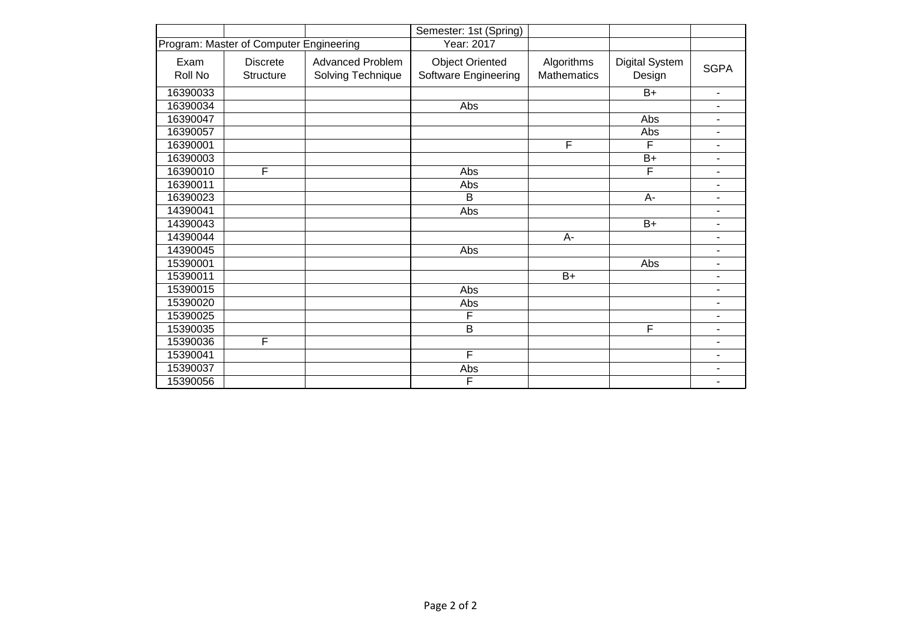| | | | Semester: 1st (Spring) | | | |
|---|---|---|---|---|---|---|
| Program: Master of Computer Engineering | | | Year: 2017 | | | |
| Exam Roll No | Discrete Structure | Advanced Problem Solving Technique | Object Oriented Software Engineering | Algorithms Mathematics | Digital System Design | SGPA |
| 16390033 | | | | | B+ | - |
| 16390034 | | | Abs | | | - |
| 16390047 | | | | | Abs | - |
| 16390057 | | | | | Abs | - |
| 16390001 | | | | F | F | - |
| 16390003 | | | | | B+ | - |
| 16390010 | F | | Abs | | F | - |
| 16390011 | | | Abs | | | - |
| 16390023 | | | B | | A- | - |
| 14390041 | | | Abs | | | - |
| 14390043 | | | | | B+ | - |
| 14390044 | | | | A- | | - |
| 14390045 | | | Abs | | | - |
| 15390001 | | | | | Abs | - |
| 15390011 | | | | B+ | | - |
| 15390015 | | | Abs | | | - |
| 15390020 | | | Abs | | | - |
| 15390025 | | | F | | | - |
| 15390035 | | | B | | F | - |
| 15390036 | F | | | | | - |
| 15390041 | | | F | | | - |
| 15390037 | | | Abs | | | - |
| 15390056 | | | F | | | - |